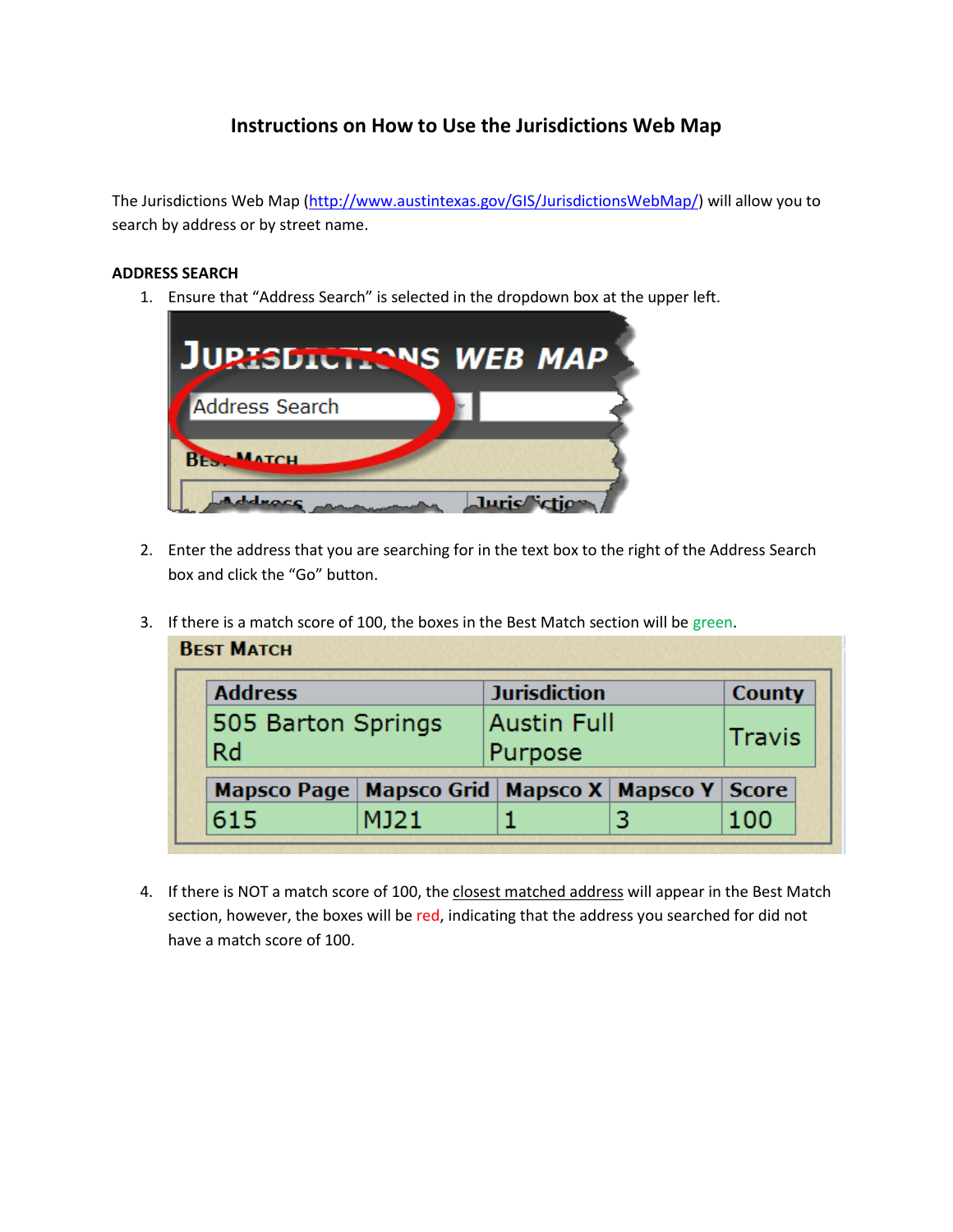# Instructions on How to Use the Jurisdictions Web Map

The Jurisdictions Web Map (http://www.austintexas.gov/GIS/JurisdictionsWebMap/) will allow you to search by address or by street name.

**ADDRESS SEARCH**

1. Ensure that "Address Search" is selected in the dropdown box at the upper left.

2. Enter the address that you are searching for in the text box to the right of the Address Search box and click the "Go" button.

3. If there is a match score of 100, the boxes in the Best Match section will be green.

4. If there is NOT a match score of 100, the closest matched address will appear in the Best Match section, however, the boxes will be red, indicating that the address you searched for did not have a match score of 100.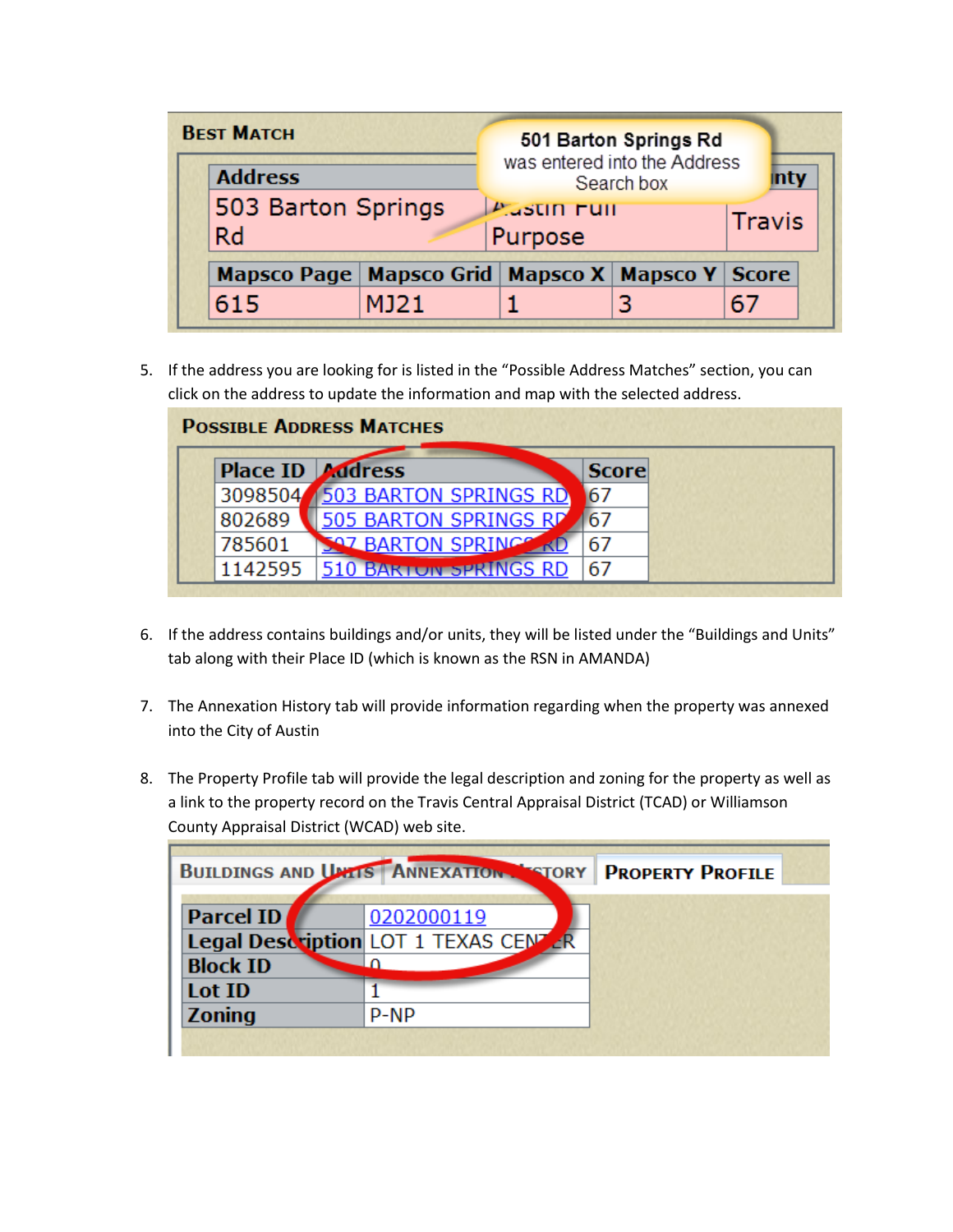**Best Match**

501 Barton Springs Rd was entered into the Address Search box

| Address | Jurisdiction | County |
|---|---|---|
| 503 Barton Springs Rd | Austin Full Purpose | Travis |

| Mapsco Page | Mapsco Grid | Mapsco X | Mapsco Y | Score |
|---|---|---|---|---|
| 615 | MJ21 | 1 | 3 | 67 |

5. If the address you are looking for is listed in the "Possible Address Matches" section, you can click on the address to update the information and map with the selected address.

**Possible Address Matches**

| Place ID | Address | Score |
|---|---|---|
| 3098504 | 503 BARTON SPRINGS RD | 67 |
| 802689 | 505 BARTON SPRINGS RD | 67 |
| 785601 | 507 BARTON SPRINGS RD | 67 |
| 1142595 | 510 BARTON SPRINGS RD | 67 |

6. If the address contains buildings and/or units, they will be listed under the "Buildings and Units" tab along with their Place ID (which is known as the RSN in AMANDA)

7. The Annexation History tab will provide information regarding when the property was annexed into the City of Austin

8. The Property Profile tab will provide the legal description and zoning for the property as well as a link to the property record on the Travis Central Appraisal District (TCAD) or Williamson County Appraisal District (WCAD) web site.

**Buildings and Units** | **Annexation History** | **Property Profile**

| | |
|---|---|
| Parcel ID | 0202000119 |
| Legal Description | LOT 1 TEXAS CENTER |
| Block ID | 0 |
| Lot ID | 1 |
| Zoning | P-NP |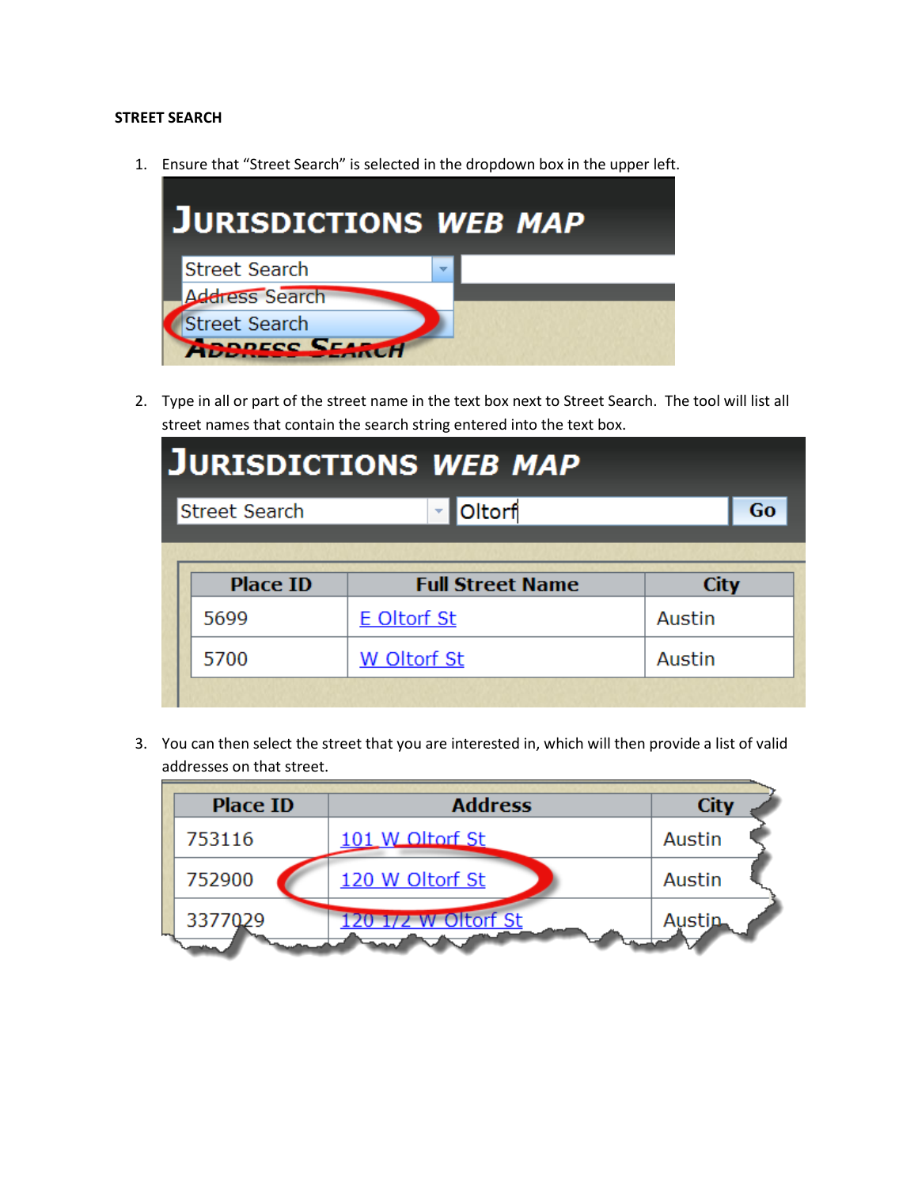**STREET SEARCH**

1. Ensure that "Street Search" is selected in the dropdown box in the upper left.

2. Type in all or part of the street name in the text box next to Street Search. The tool will list all street names that contain the search string entered into the text box.

3. You can then select the street that you are interested in, which will then provide a list of valid addresses on that street.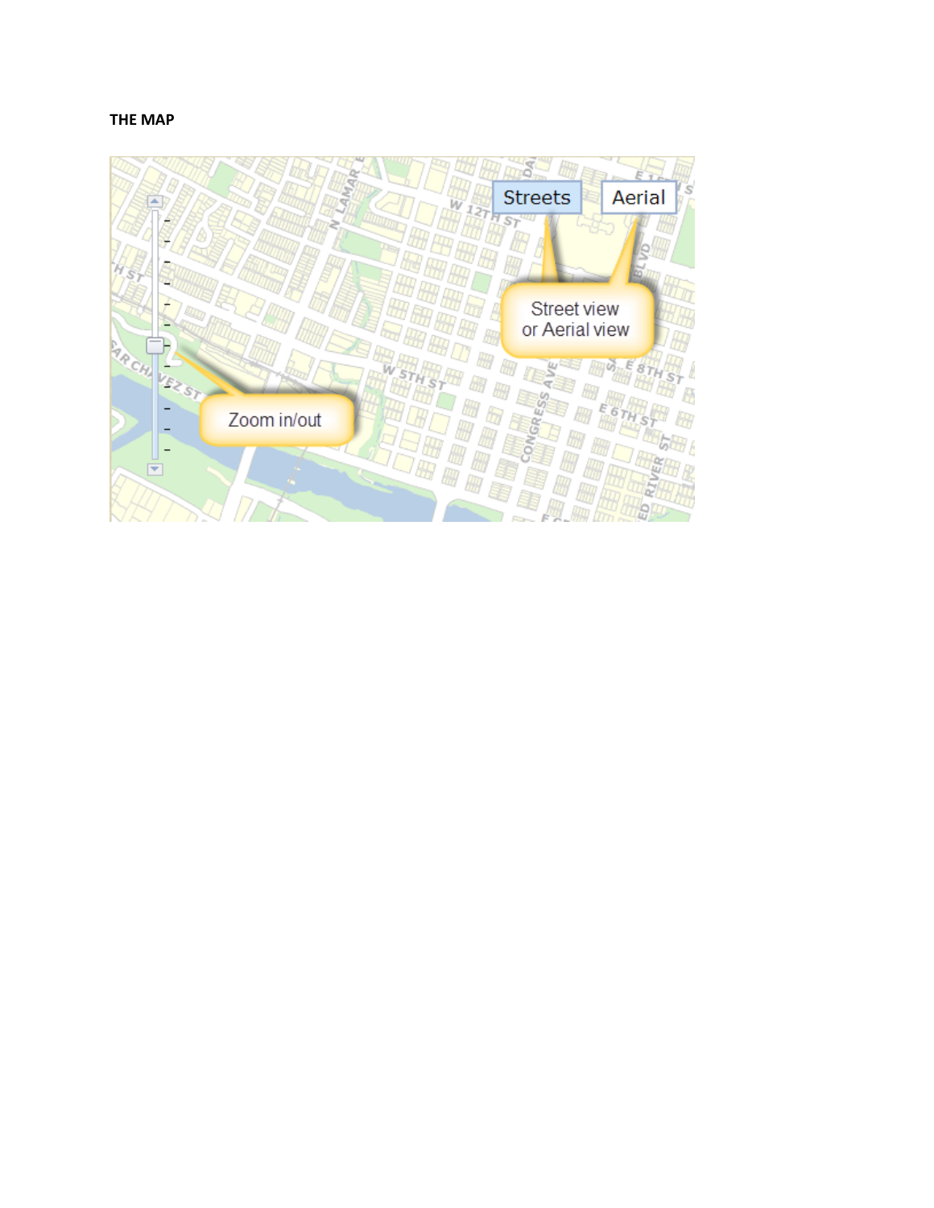**THE MAP**

Streets

Aerial

Street view or Aerial view

Zoom in/out